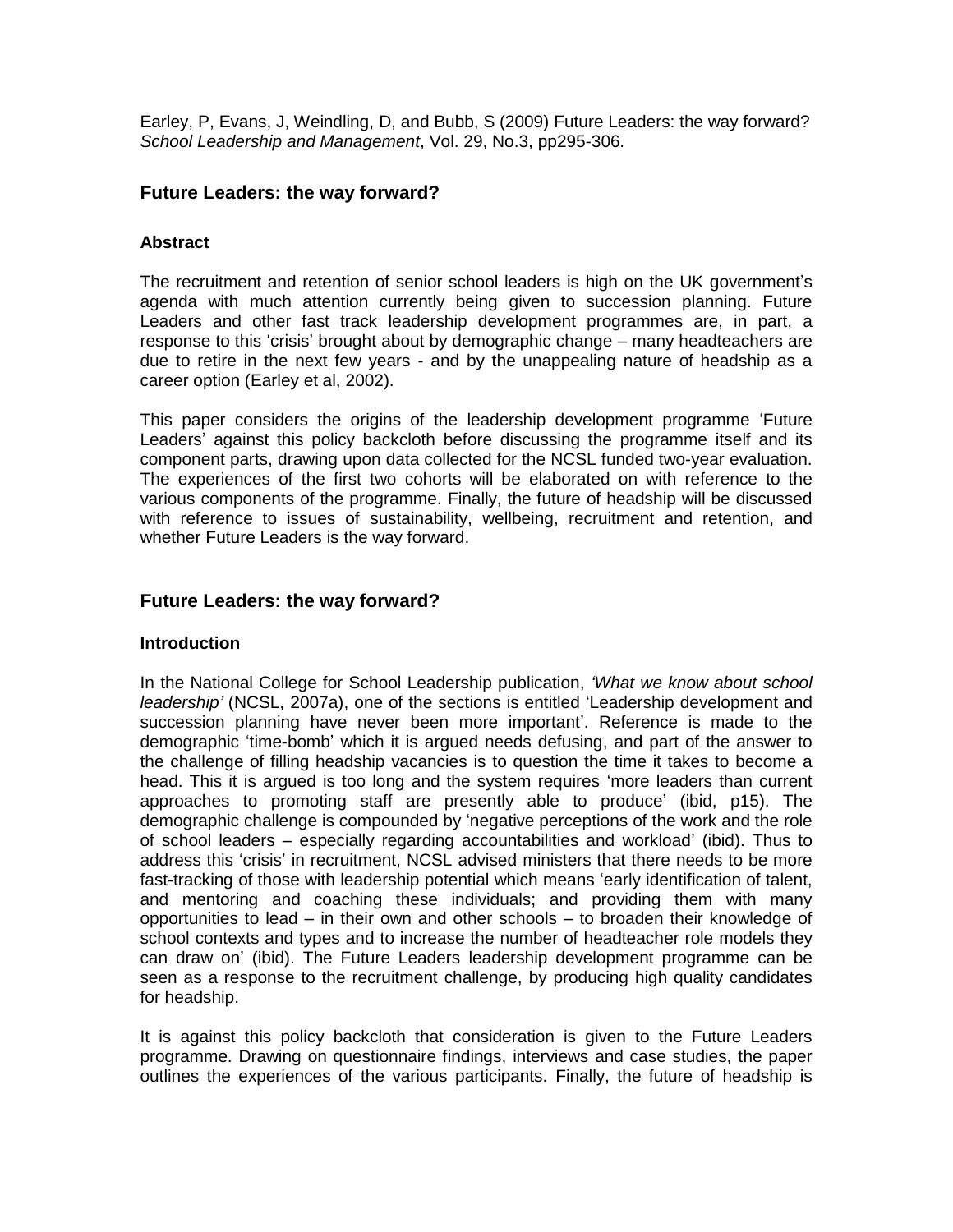Earley, P, Evans, J, Weindling, D, and Bubb, S (2009) Future Leaders: the way forward? *School Leadership and Management*, Vol. 29, No.3, pp295-306.

## Future Leaders: the way forward?

### Abstract

The recruitment and retention of senior school leaders is high on the UK government's agenda with much attention currently being given to succession planning. Future Leaders and other fast track leadership development programmes are, in part, a response to this 'crisis' brought about by demographic change – many headteachers are due to retire in the next few years - and by the unappealing nature of headship as a career option (Earley et al, 2002).

This paper considers the origins of the leadership development programme 'Future Leaders' against this policy backcloth before discussing the programme itself and its component parts, drawing upon data collected for the NCSL funded two-year evaluation. The experiences of the first two cohorts will be elaborated on with reference to the various components of the programme. Finally, the future of headship will be discussed with reference to issues of sustainability, wellbeing, recruitment and retention, and whether Future Leaders is the way forward.

## Future Leaders: the way forward?

### Introduction

In the National College for School Leadership publication, *'What we know about school leadership'* (NCSL, 2007a), one of the sections is entitled 'Leadership development and succession planning have never been more important'. Reference is made to the demographic 'time-bomb' which it is argued needs defusing, and part of the answer to the challenge of filling headship vacancies is to question the time it takes to become a head. This it is argued is too long and the system requires 'more leaders than current approaches to promoting staff are presently able to produce' (ibid, p15). The demographic challenge is compounded by 'negative perceptions of the work and the role of school leaders – especially regarding accountabilities and workload' (ibid). Thus to address this 'crisis' in recruitment, NCSL advised ministers that there needs to be more fast-tracking of those with leadership potential which means 'early identification of talent, and mentoring and coaching these individuals; and providing them with many opportunities to lead – in their own and other schools – to broaden their knowledge of school contexts and types and to increase the number of headteacher role models they can draw on' (ibid). The Future Leaders leadership development programme can be seen as a response to the recruitment challenge, by producing high quality candidates for headship.

It is against this policy backcloth that consideration is given to the Future Leaders programme. Drawing on questionnaire findings, interviews and case studies, the paper outlines the experiences of the various participants. Finally, the future of headship is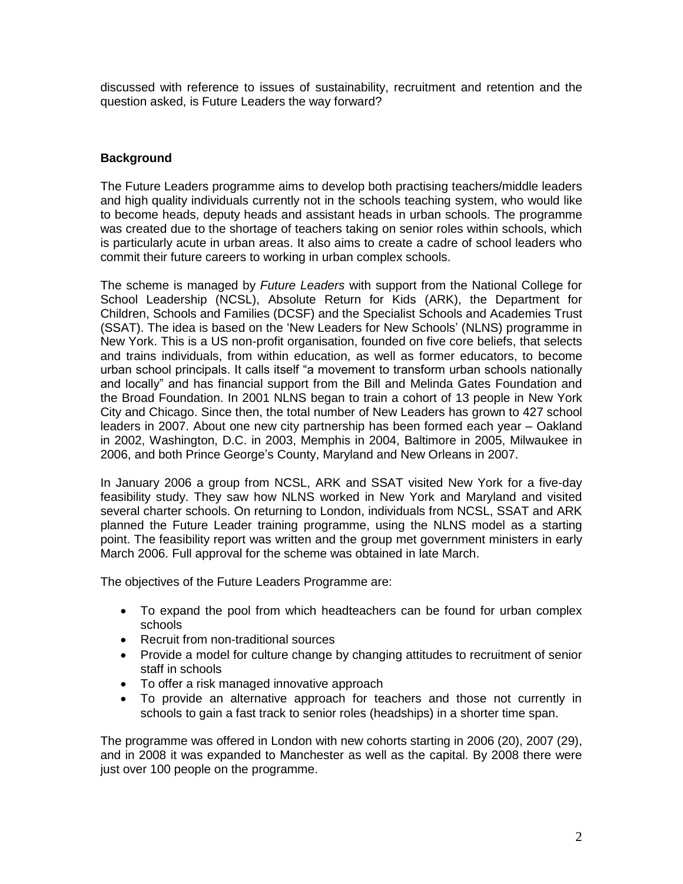discussed with reference to issues of sustainability, recruitment and retention and the question asked, is Future Leaders the way forward?

## Background

The Future Leaders programme aims to develop both practising teachers/middle leaders and high quality individuals currently not in the schools teaching system, who would like to become heads, deputy heads and assistant heads in urban schools. The programme was created due to the shortage of teachers taking on senior roles within schools, which is particularly acute in urban areas. It also aims to create a cadre of school leaders who commit their future careers to working in urban complex schools.

The scheme is managed by *Future Leaders* with support from the National College for School Leadership (NCSL), Absolute Return for Kids (ARK), the Department for Children, Schools and Families (DCSF) and the Specialist Schools and Academies Trust (SSAT). The idea is based on the 'New Leaders for New Schools' (NLNS) programme in New York. This is a US non-profit organisation, founded on five core beliefs, that selects and trains individuals, from within education, as well as former educators, to become urban school principals. It calls itself "a movement to transform urban schools nationally and locally" and has financial support from the Bill and Melinda Gates Foundation and the Broad Foundation. In 2001 NLNS began to train a cohort of 13 people in New York City and Chicago. Since then, the total number of New Leaders has grown to 427 school leaders in 2007. About one new city partnership has been formed each year – Oakland in 2002, Washington, D.C. in 2003, Memphis in 2004, Baltimore in 2005, Milwaukee in 2006, and both Prince George's County, Maryland and New Orleans in 2007.

In January 2006 a group from NCSL, ARK and SSAT visited New York for a five-day feasibility study. They saw how NLNS worked in New York and Maryland and visited several charter schools. On returning to London, individuals from NCSL, SSAT and ARK planned the Future Leader training programme, using the NLNS model as a starting point. The feasibility report was written and the group met government ministers in early March 2006. Full approval for the scheme was obtained in late March.

The objectives of the Future Leaders Programme are:

- To expand the pool from which headteachers can be found for urban complex schools
- Recruit from non-traditional sources
- Provide a model for culture change by changing attitudes to recruitment of senior staff in schools
- To offer a risk managed innovative approach
- To provide an alternative approach for teachers and those not currently in schools to gain a fast track to senior roles (headships) in a shorter time span.

The programme was offered in London with new cohorts starting in 2006 (20), 2007 (29), and in 2008 it was expanded to Manchester as well as the capital. By 2008 there were just over 100 people on the programme.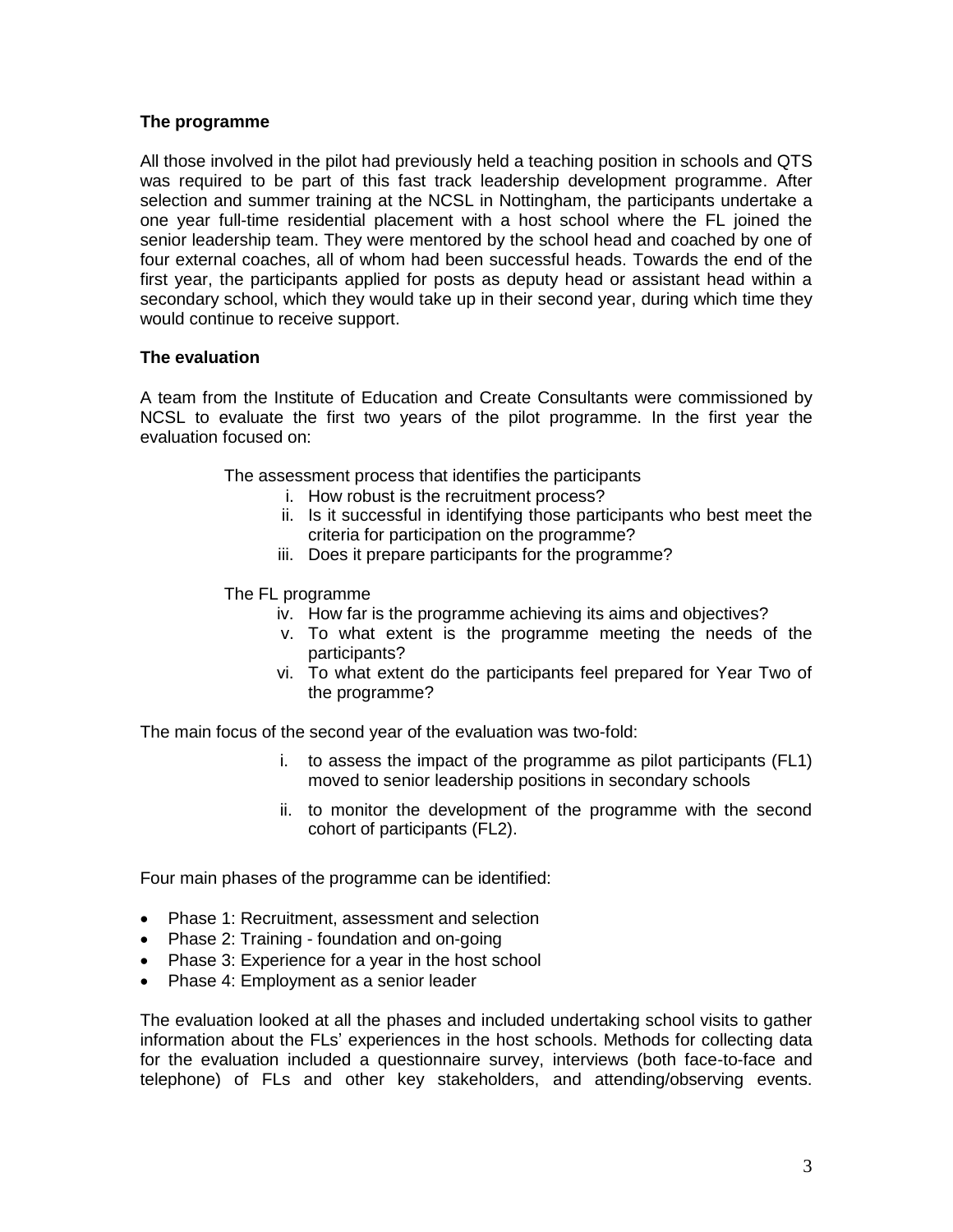**The programme**

All those involved in the pilot had previously held a teaching position in schools and QTS was required to be part of this fast track leadership development programme. After selection and summer training at the NCSL in Nottingham, the participants undertake a one year full-time residential placement with a host school where the FL joined the senior leadership team. They were mentored by the school head and coached by one of four external coaches, all of whom had been successful heads. Towards the end of the first year, the participants applied for posts as deputy head or assistant head within a secondary school, which they would take up in their second year, during which time they would continue to receive support.

**The evaluation**

A team from the Institute of Education and Create Consultants were commissioned by NCSL to evaluate the first two years of the pilot programme. In the first year the evaluation focused on:

The assessment process that identifies the participants

i. How robust is the recruitment process?
ii. Is it successful in identifying those participants who best meet the criteria for participation on the programme?
iii. Does it prepare participants for the programme?

The FL programme

iv. How far is the programme achieving its aims and objectives?
v. To what extent is the programme meeting the needs of the participants?
vi. To what extent do the participants feel prepared for Year Two of the programme?

The main focus of the second year of the evaluation was two-fold:

i. to assess the impact of the programme as pilot participants (FL1) moved to senior leadership positions in secondary schools
ii. to monitor the development of the programme with the second cohort of participants (FL2).

Four main phases of the programme can be identified:

- Phase 1: Recruitment, assessment and selection
- Phase 2: Training - foundation and on-going
- Phase 3: Experience for a year in the host school
- Phase 4: Employment as a senior leader

The evaluation looked at all the phases and included undertaking school visits to gather information about the FLs' experiences in the host schools. Methods for collecting data for the evaluation included a questionnaire survey, interviews (both face-to-face and telephone) of FLs and other key stakeholders, and attending/observing events.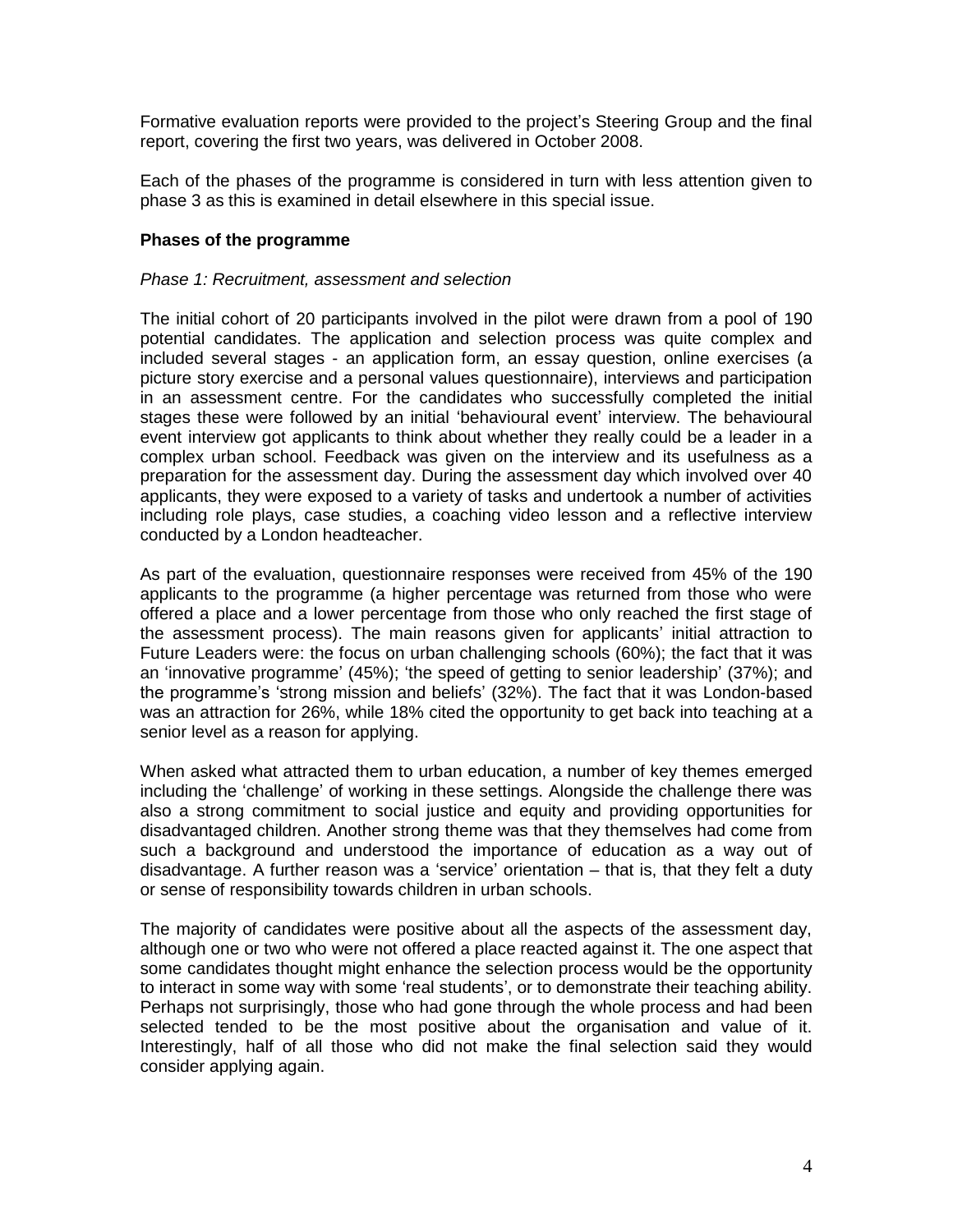Formative evaluation reports were provided to the project's Steering Group and the final report, covering the first two years, was delivered in October 2008.

Each of the phases of the programme is considered in turn with less attention given to phase 3 as this is examined in detail elsewhere in this special issue.

**Phases of the programme**

*Phase 1: Recruitment, assessment and selection*

The initial cohort of 20 participants involved in the pilot were drawn from a pool of 190 potential candidates. The application and selection process was quite complex and included several stages - an application form, an essay question, online exercises (a picture story exercise and a personal values questionnaire), interviews and participation in an assessment centre. For the candidates who successfully completed the initial stages these were followed by an initial 'behavioural event' interview. The behavioural event interview got applicants to think about whether they really could be a leader in a complex urban school. Feedback was given on the interview and its usefulness as a preparation for the assessment day. During the assessment day which involved over 40 applicants, they were exposed to a variety of tasks and undertook a number of activities including role plays, case studies, a coaching video lesson and a reflective interview conducted by a London headteacher.

As part of the evaluation, questionnaire responses were received from 45% of the 190 applicants to the programme (a higher percentage was returned from those who were offered a place and a lower percentage from those who only reached the first stage of the assessment process). The main reasons given for applicants' initial attraction to Future Leaders were: the focus on urban challenging schools (60%); the fact that it was an 'innovative programme' (45%); 'the speed of getting to senior leadership' (37%); and the programme's 'strong mission and beliefs' (32%). The fact that it was London-based was an attraction for 26%, while 18% cited the opportunity to get back into teaching at a senior level as a reason for applying.

When asked what attracted them to urban education, a number of key themes emerged including the 'challenge' of working in these settings. Alongside the challenge there was also a strong commitment to social justice and equity and providing opportunities for disadvantaged children. Another strong theme was that they themselves had come from such a background and understood the importance of education as a way out of disadvantage. A further reason was a 'service' orientation – that is, that they felt a duty or sense of responsibility towards children in urban schools.

The majority of candidates were positive about all the aspects of the assessment day, although one or two who were not offered a place reacted against it. The one aspect that some candidates thought might enhance the selection process would be the opportunity to interact in some way with some 'real students', or to demonstrate their teaching ability. Perhaps not surprisingly, those who had gone through the whole process and had been selected tended to be the most positive about the organisation and value of it. Interestingly, half of all those who did not make the final selection said they would consider applying again.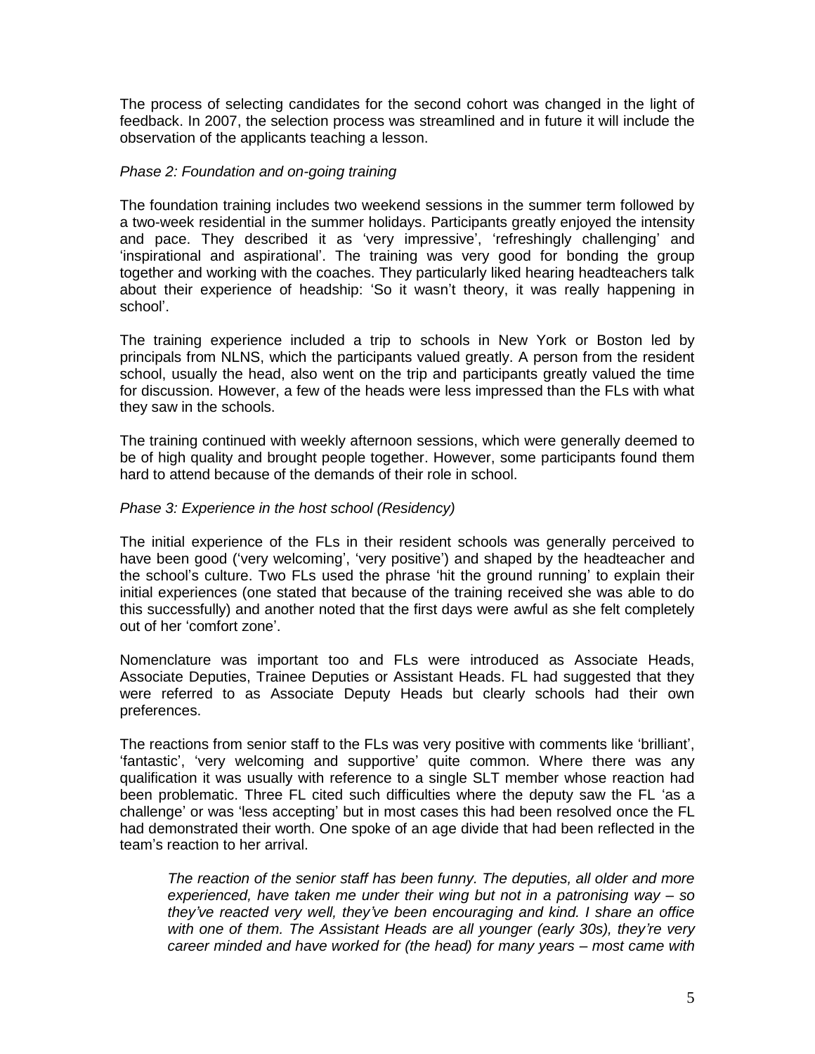The process of selecting candidates for the second cohort was changed in the light of feedback. In 2007, the selection process was streamlined and in future it will include the observation of the applicants teaching a lesson.

*Phase 2: Foundation and on-going training*

The foundation training includes two weekend sessions in the summer term followed by a two-week residential in the summer holidays. Participants greatly enjoyed the intensity and pace. They described it as 'very impressive', 'refreshingly challenging' and 'inspirational and aspirational'. The training was very good for bonding the group together and working with the coaches. They particularly liked hearing headteachers talk about their experience of headship: 'So it wasn't theory, it was really happening in school'.

The training experience included a trip to schools in New York or Boston led by principals from NLNS, which the participants valued greatly. A person from the resident school, usually the head, also went on the trip and participants greatly valued the time for discussion. However, a few of the heads were less impressed than the FLs with what they saw in the schools.

The training continued with weekly afternoon sessions, which were generally deemed to be of high quality and brought people together. However, some participants found them hard to attend because of the demands of their role in school.

*Phase 3: Experience in the host school (Residency)*

The initial experience of the FLs in their resident schools was generally perceived to have been good ('very welcoming', 'very positive') and shaped by the headteacher and the school's culture. Two FLs used the phrase 'hit the ground running' to explain their initial experiences (one stated that because of the training received she was able to do this successfully) and another noted that the first days were awful as she felt completely out of her 'comfort zone'.

Nomenclature was important too and FLs were introduced as Associate Heads, Associate Deputies, Trainee Deputies or Assistant Heads. FL had suggested that they were referred to as Associate Deputy Heads but clearly schools had their own preferences.

The reactions from senior staff to the FLs was very positive with comments like 'brilliant', 'fantastic', 'very welcoming and supportive' quite common. Where there was any qualification it was usually with reference to a single SLT member whose reaction had been problematic. Three FL cited such difficulties where the deputy saw the FL 'as a challenge' or was 'less accepting' but in most cases this had been resolved once the FL had demonstrated their worth. One spoke of an age divide that had been reflected in the team's reaction to her arrival.

> *The reaction of the senior staff has been funny. The deputies, all older and more experienced, have taken me under their wing but not in a patronising way – so they've reacted very well, they've been encouraging and kind. I share an office with one of them. The Assistant Heads are all younger (early 30s), they're very career minded and have worked for (the head) for many years – most came with*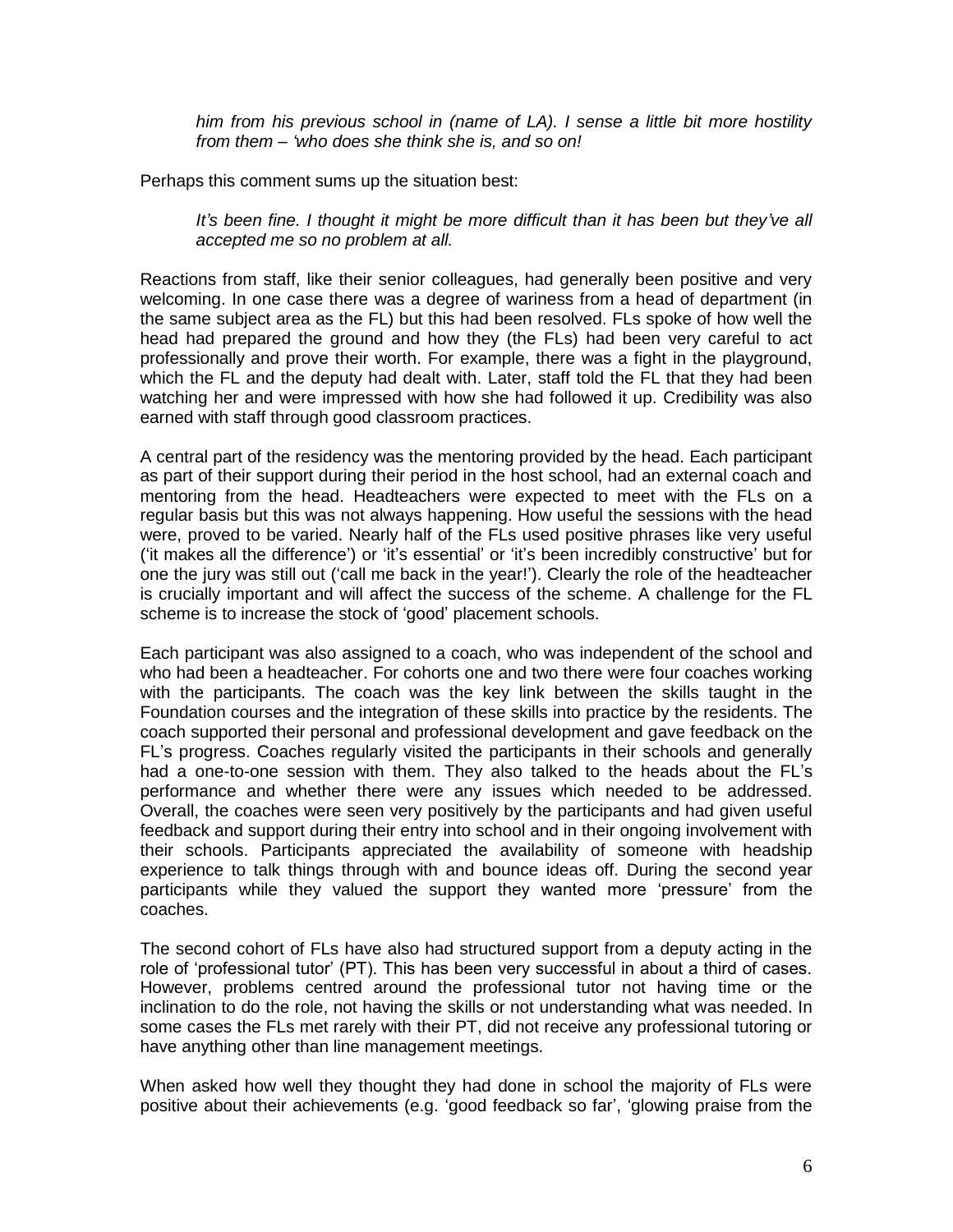*him from his previous school in (name of LA). I sense a little bit more hostility from them – 'who does she think she is, and so on!*

Perhaps this comment sums up the situation best:

*It's been fine. I thought it might be more difficult than it has been but they've all accepted me so no problem at all.*

Reactions from staff, like their senior colleagues, had generally been positive and very welcoming. In one case there was a degree of wariness from a head of department (in the same subject area as the FL) but this had been resolved. FLs spoke of how well the head had prepared the ground and how they (the FLs) had been very careful to act professionally and prove their worth. For example, there was a fight in the playground, which the FL and the deputy had dealt with. Later, staff told the FL that they had been watching her and were impressed with how she had followed it up. Credibility was also earned with staff through good classroom practices.

A central part of the residency was the mentoring provided by the head. Each participant as part of their support during their period in the host school, had an external coach and mentoring from the head. Headteachers were expected to meet with the FLs on a regular basis but this was not always happening. How useful the sessions with the head were, proved to be varied. Nearly half of the FLs used positive phrases like very useful ('it makes all the difference') or 'it's essential' or 'it's been incredibly constructive' but for one the jury was still out ('call me back in the year!'). Clearly the role of the headteacher is crucially important and will affect the success of the scheme. A challenge for the FL scheme is to increase the stock of 'good' placement schools.

Each participant was also assigned to a coach, who was independent of the school and who had been a headteacher. For cohorts one and two there were four coaches working with the participants. The coach was the key link between the skills taught in the Foundation courses and the integration of these skills into practice by the residents. The coach supported their personal and professional development and gave feedback on the FL's progress. Coaches regularly visited the participants in their schools and generally had a one-to-one session with them. They also talked to the heads about the FL's performance and whether there were any issues which needed to be addressed. Overall, the coaches were seen very positively by the participants and had given useful feedback and support during their entry into school and in their ongoing involvement with their schools. Participants appreciated the availability of someone with headship experience to talk things through with and bounce ideas off. During the second year participants while they valued the support they wanted more 'pressure' from the coaches.

The second cohort of FLs have also had structured support from a deputy acting in the role of 'professional tutor' (PT). This has been very successful in about a third of cases. However, problems centred around the professional tutor not having time or the inclination to do the role, not having the skills or not understanding what was needed. In some cases the FLs met rarely with their PT, did not receive any professional tutoring or have anything other than line management meetings.

When asked how well they thought they had done in school the majority of FLs were positive about their achievements (e.g. 'good feedback so far', 'glowing praise from the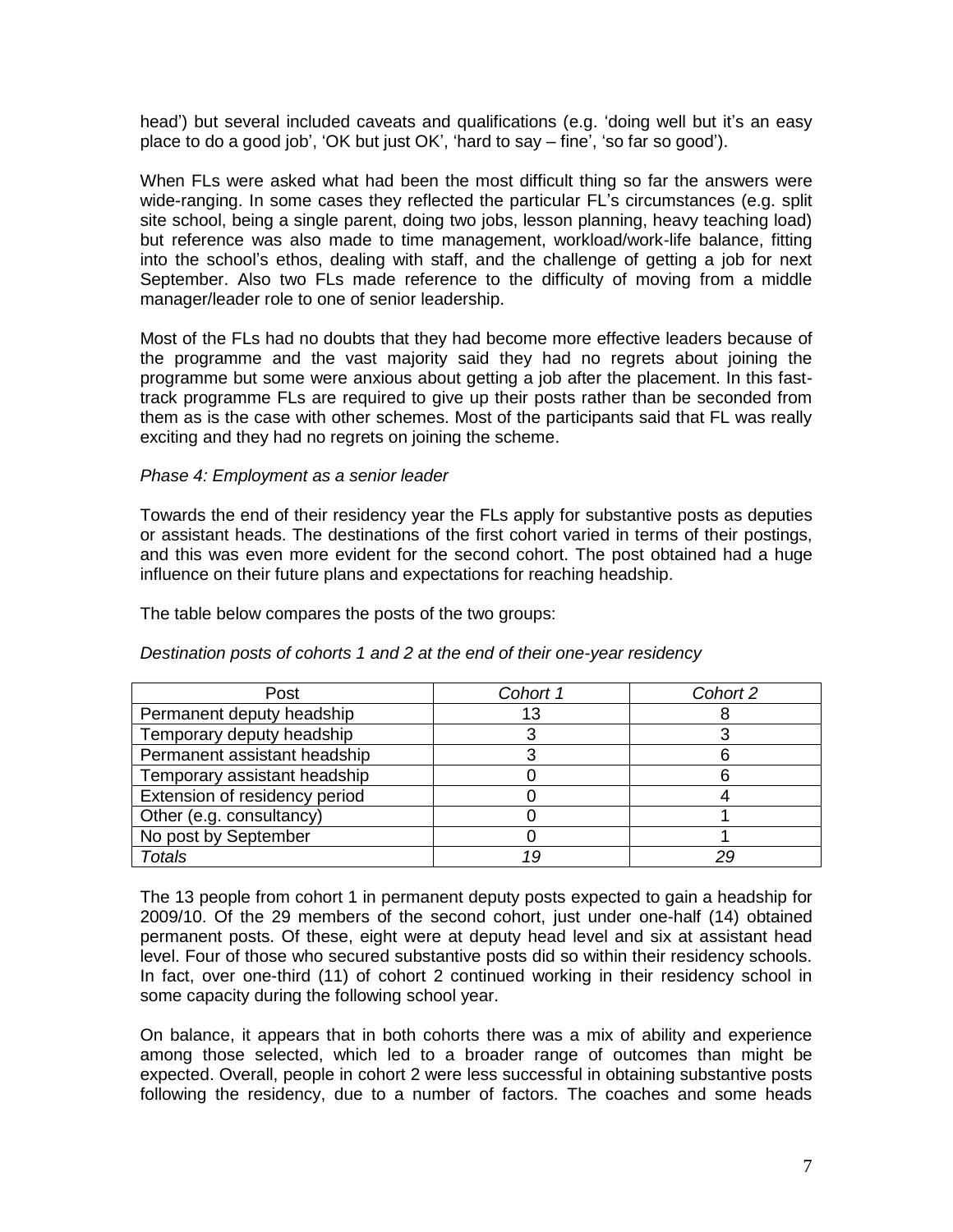head') but several included caveats and qualifications (e.g. 'doing well but it's an easy place to do a good job', 'OK but just OK', 'hard to say – fine', 'so far so good').

When FLs were asked what had been the most difficult thing so far the answers were wide-ranging. In some cases they reflected the particular FL's circumstances (e.g. split site school, being a single parent, doing two jobs, lesson planning, heavy teaching load) but reference was also made to time management, workload/work-life balance, fitting into the school's ethos, dealing with staff, and the challenge of getting a job for next September. Also two FLs made reference to the difficulty of moving from a middle manager/leader role to one of senior leadership.

Most of the FLs had no doubts that they had become more effective leaders because of the programme and the vast majority said they had no regrets about joining the programme but some were anxious about getting a job after the placement. In this fast-track programme FLs are required to give up their posts rather than be seconded from them as is the case with other schemes. Most of the participants said that FL was really exciting and they had no regrets on joining the scheme.

*Phase 4: Employment as a senior leader*

Towards the end of their residency year the FLs apply for substantive posts as deputies or assistant heads. The destinations of the first cohort varied in terms of their postings, and this was even more evident for the second cohort. The post obtained had a huge influence on their future plans and expectations for reaching headship.

The table below compares the posts of the two groups:

*Destination posts of cohorts 1 and 2 at the end of their one-year residency*

| Post | *Cohort 1* | *Cohort 2* |
|---|---|---|
| Permanent deputy headship | 13 | 8 |
| Temporary deputy headship | 3 | 3 |
| Permanent assistant headship | 3 | 6 |
| Temporary assistant headship | 0 | 6 |
| Extension of residency period | 0 | 4 |
| Other (e.g. consultancy) | 0 | 1 |
| No post by September | 0 | 1 |
| *Totals* | *19* | *29* |

The 13 people from cohort 1 in permanent deputy posts expected to gain a headship for 2009/10. Of the 29 members of the second cohort, just under one-half (14) obtained permanent posts. Of these, eight were at deputy head level and six at assistant head level. Four of those who secured substantive posts did so within their residency schools. In fact, over one-third (11) of cohort 2 continued working in their residency school in some capacity during the following school year.

On balance, it appears that in both cohorts there was a mix of ability and experience among those selected, which led to a broader range of outcomes than might be expected. Overall, people in cohort 2 were less successful in obtaining substantive posts following the residency, due to a number of factors. The coaches and some heads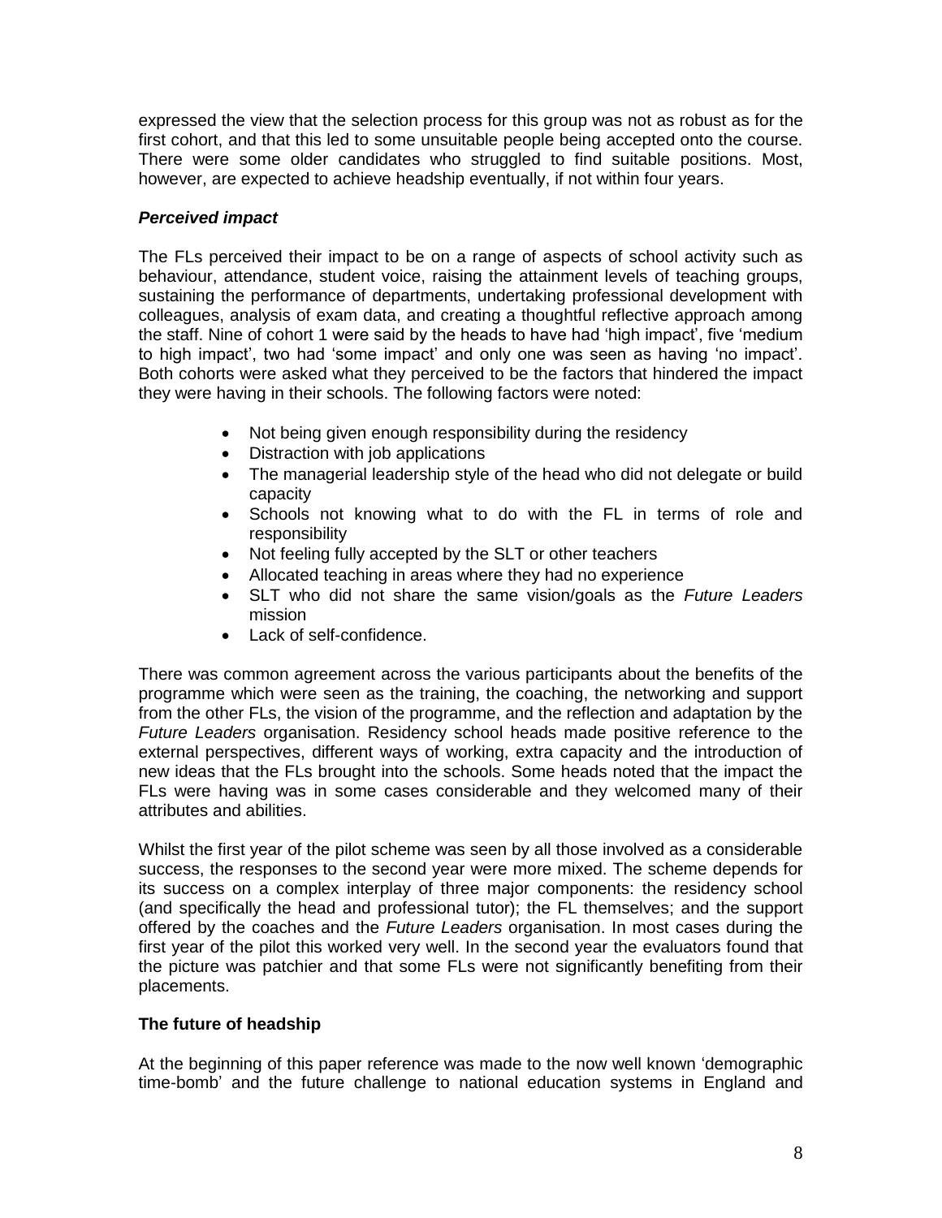expressed the view that the selection process for this group was not as robust as for the first cohort, and that this led to some unsuitable people being accepted onto the course. There were some older candidates who struggled to find suitable positions. Most, however, are expected to achieve headship eventually, if not within four years.

### *Perceived impact*

The FLs perceived their impact to be on a range of aspects of school activity such as behaviour, attendance, student voice, raising the attainment levels of teaching groups, sustaining the performance of departments, undertaking professional development with colleagues, analysis of exam data, and creating a thoughtful reflective approach among the staff. Nine of cohort 1 were said by the heads to have had 'high impact', five 'medium to high impact', two had 'some impact' and only one was seen as having 'no impact'. Both cohorts were asked what they perceived to be the factors that hindered the impact they were having in their schools. The following factors were noted:

- Not being given enough responsibility during the residency
- Distraction with job applications
- The managerial leadership style of the head who did not delegate or build capacity
- Schools not knowing what to do with the FL in terms of role and responsibility
- Not feeling fully accepted by the SLT or other teachers
- Allocated teaching in areas where they had no experience
- SLT who did not share the same vision/goals as the *Future Leaders* mission
- Lack of self-confidence.

There was common agreement across the various participants about the benefits of the programme which were seen as the training, the coaching, the networking and support from the other FLs, the vision of the programme, and the reflection and adaptation by the *Future Leaders* organisation. Residency school heads made positive reference to the external perspectives, different ways of working, extra capacity and the introduction of new ideas that the FLs brought into the schools. Some heads noted that the impact the FLs were having was in some cases considerable and they welcomed many of their attributes and abilities.

Whilst the first year of the pilot scheme was seen by all those involved as a considerable success, the responses to the second year were more mixed. The scheme depends for its success on a complex interplay of three major components: the residency school (and specifically the head and professional tutor); the FL themselves; and the support offered by the coaches and the *Future Leaders* organisation. In most cases during the first year of the pilot this worked very well. In the second year the evaluators found that the picture was patchier and that some FLs were not significantly benefiting from their placements.

## The future of headship

At the beginning of this paper reference was made to the now well known 'demographic time-bomb' and the future challenge to national education systems in England and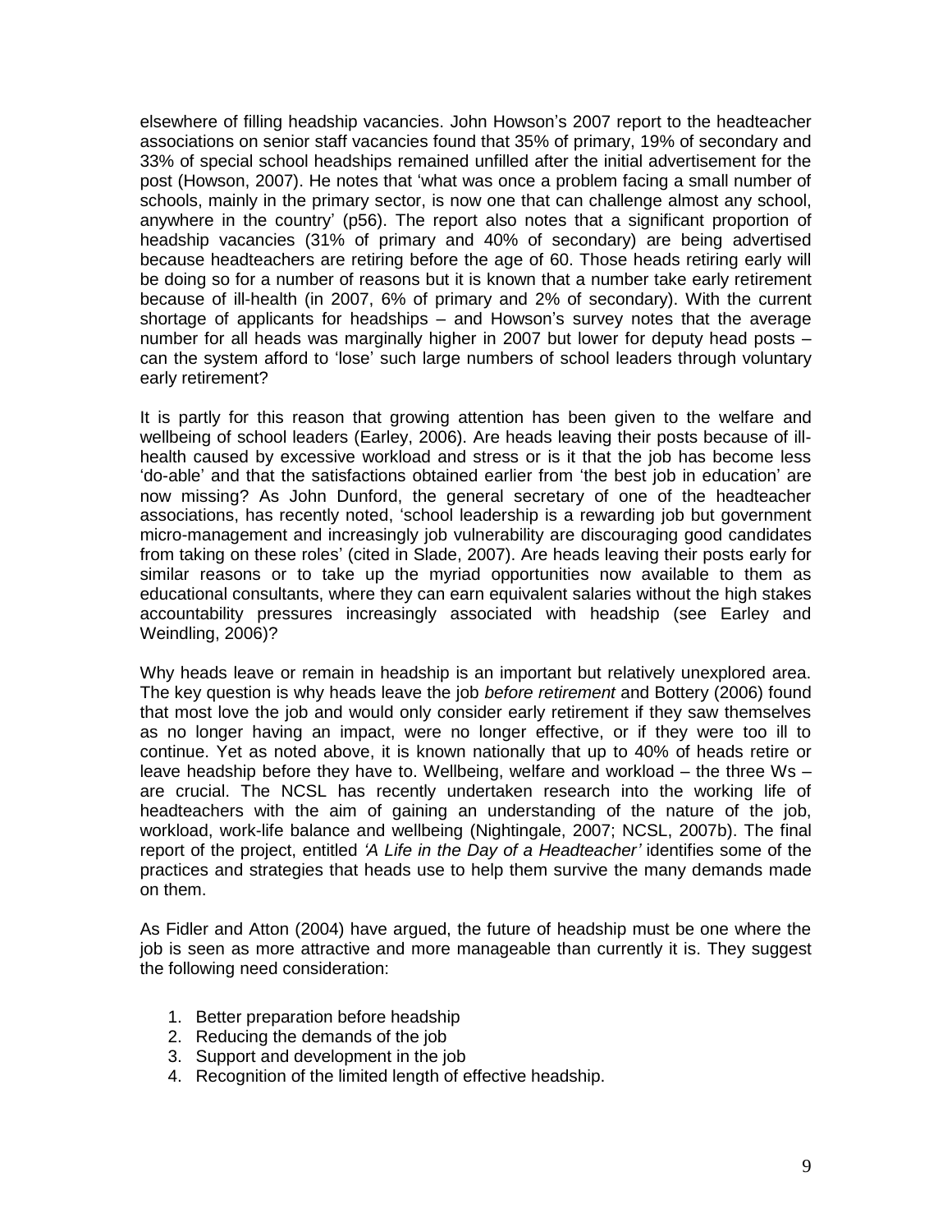elsewhere of filling headship vacancies. John Howson's 2007 report to the headteacher associations on senior staff vacancies found that 35% of primary, 19% of secondary and 33% of special school headships remained unfilled after the initial advertisement for the post (Howson, 2007). He notes that 'what was once a problem facing a small number of schools, mainly in the primary sector, is now one that can challenge almost any school, anywhere in the country' (p56). The report also notes that a significant proportion of headship vacancies (31% of primary and 40% of secondary) are being advertised because headteachers are retiring before the age of 60. Those heads retiring early will be doing so for a number of reasons but it is known that a number take early retirement because of ill-health (in 2007, 6% of primary and 2% of secondary). With the current shortage of applicants for headships – and Howson's survey notes that the average number for all heads was marginally higher in 2007 but lower for deputy head posts – can the system afford to 'lose' such large numbers of school leaders through voluntary early retirement?

It is partly for this reason that growing attention has been given to the welfare and wellbeing of school leaders (Earley, 2006). Are heads leaving their posts because of ill-health caused by excessive workload and stress or is it that the job has become less 'do-able' and that the satisfactions obtained earlier from 'the best job in education' are now missing? As John Dunford, the general secretary of one of the headteacher associations, has recently noted, 'school leadership is a rewarding job but government micro-management and increasingly job vulnerability are discouraging good candidates from taking on these roles' (cited in Slade, 2007). Are heads leaving their posts early for similar reasons or to take up the myriad opportunities now available to them as educational consultants, where they can earn equivalent salaries without the high stakes accountability pressures increasingly associated with headship (see Earley and Weindling, 2006)?

Why heads leave or remain in headship is an important but relatively unexplored area. The key question is why heads leave the job *before retirement* and Bottery (2006) found that most love the job and would only consider early retirement if they saw themselves as no longer having an impact, were no longer effective, or if they were too ill to continue. Yet as noted above, it is known nationally that up to 40% of heads retire or leave headship before they have to. Wellbeing, welfare and workload – the three Ws – are crucial. The NCSL has recently undertaken research into the working life of headteachers with the aim of gaining an understanding of the nature of the job, workload, work-life balance and wellbeing (Nightingale, 2007; NCSL, 2007b). The final report of the project, entitled *'A Life in the Day of a Headteacher'* identifies some of the practices and strategies that heads use to help them survive the many demands made on them.

As Fidler and Atton (2004) have argued, the future of headship must be one where the job is seen as more attractive and more manageable than currently it is. They suggest the following need consideration:

1. Better preparation before headship
2. Reducing the demands of the job
3. Support and development in the job
4. Recognition of the limited length of effective headship.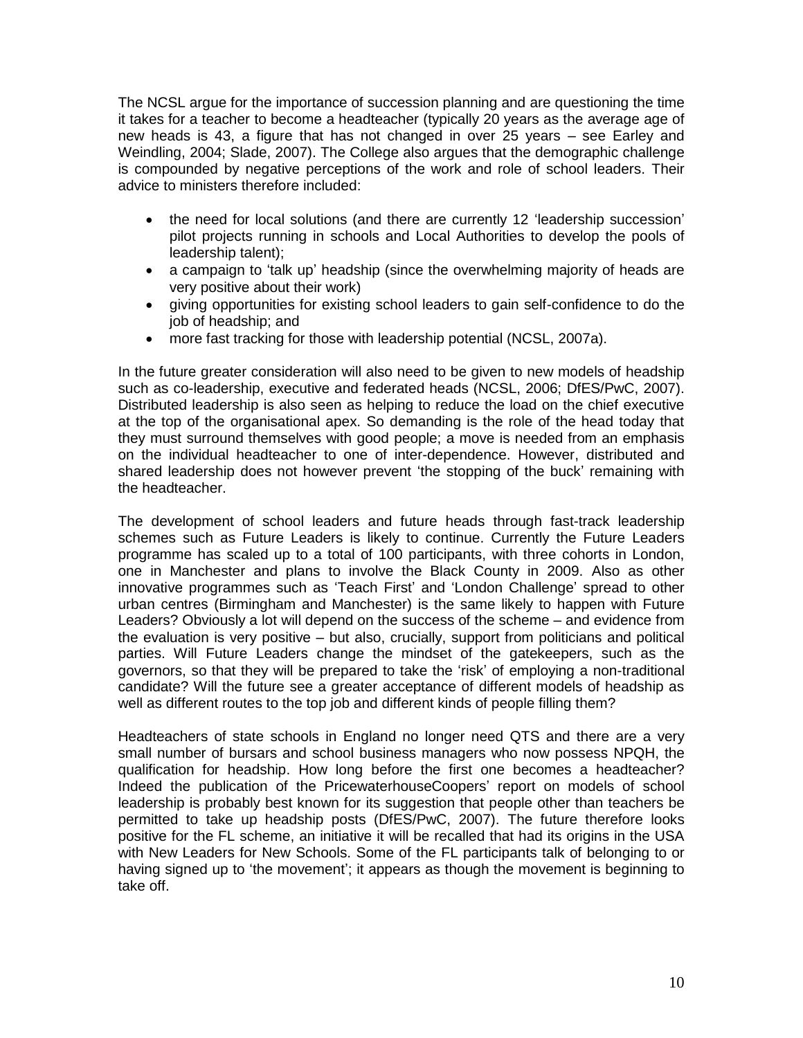The NCSL argue for the importance of succession planning and are questioning the time it takes for a teacher to become a headteacher (typically 20 years as the average age of new heads is 43, a figure that has not changed in over 25 years – see Earley and Weindling, 2004; Slade, 2007). The College also argues that the demographic challenge is compounded by negative perceptions of the work and role of school leaders. Their advice to ministers therefore included:

- the need for local solutions (and there are currently 12 'leadership succession' pilot projects running in schools and Local Authorities to develop the pools of leadership talent);
- a campaign to 'talk up' headship (since the overwhelming majority of heads are very positive about their work)
- giving opportunities for existing school leaders to gain self-confidence to do the job of headship; and
- more fast tracking for those with leadership potential (NCSL, 2007a).

In the future greater consideration will also need to be given to new models of headship such as co-leadership, executive and federated heads (NCSL, 2006; DfES/PwC, 2007). Distributed leadership is also seen as helping to reduce the load on the chief executive at the top of the organisational apex. So demanding is the role of the head today that they must surround themselves with good people; a move is needed from an emphasis on the individual headteacher to one of inter-dependence. However, distributed and shared leadership does not however prevent 'the stopping of the buck' remaining with the headteacher.

The development of school leaders and future heads through fast-track leadership schemes such as Future Leaders is likely to continue. Currently the Future Leaders programme has scaled up to a total of 100 participants, with three cohorts in London, one in Manchester and plans to involve the Black County in 2009. Also as other innovative programmes such as 'Teach First' and 'London Challenge' spread to other urban centres (Birmingham and Manchester) is the same likely to happen with Future Leaders? Obviously a lot will depend on the success of the scheme – and evidence from the evaluation is very positive – but also, crucially, support from politicians and political parties. Will Future Leaders change the mindset of the gatekeepers, such as the governors, so that they will be prepared to take the 'risk' of employing a non-traditional candidate? Will the future see a greater acceptance of different models of headship as well as different routes to the top job and different kinds of people filling them?

Headteachers of state schools in England no longer need QTS and there are a very small number of bursars and school business managers who now possess NPQH, the qualification for headship. How long before the first one becomes a headteacher? Indeed the publication of the PricewaterhouseCoopers' report on models of school leadership is probably best known for its suggestion that people other than teachers be permitted to take up headship posts (DfES/PwC, 2007). The future therefore looks positive for the FL scheme, an initiative it will be recalled that had its origins in the USA with New Leaders for New Schools. Some of the FL participants talk of belonging to or having signed up to 'the movement'; it appears as though the movement is beginning to take off.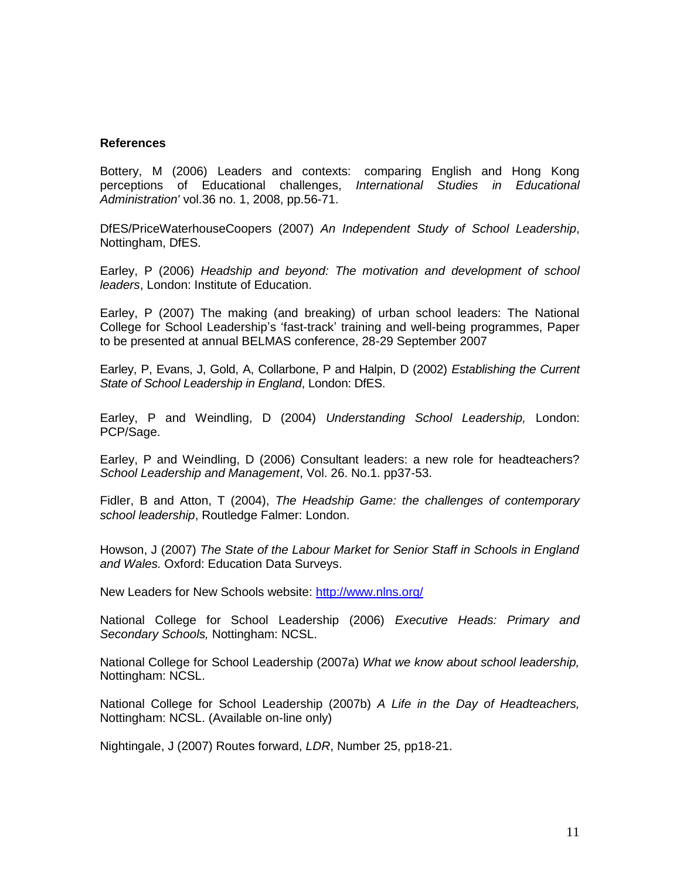**References**

Bottery, M (2006) Leaders and contexts: comparing English and Hong Kong perceptions of Educational challenges, *International Studies in Educational Administration'* vol.36 no. 1, 2008, pp.56-71.

DfES/PriceWaterhouseCoopers (2007) *An Independent Study of School Leadership*, Nottingham, DfES.

Earley, P (2006) *Headship and beyond: The motivation and development of school leaders*, London: Institute of Education.

Earley, P (2007) The making (and breaking) of urban school leaders: The National College for School Leadership's 'fast-track' training and well-being programmes, Paper to be presented at annual BELMAS conference, 28-29 September 2007

Earley, P, Evans, J, Gold, A, Collarbone, P and Halpin, D (2002) *Establishing the Current State of School Leadership in England*, London: DfES.

Earley, P and Weindling, D (2004) *Understanding School Leadership,* London: PCP/Sage.

Earley, P and Weindling, D (2006) Consultant leaders: a new role for headteachers? *School Leadership and Management*, Vol. 26. No.1. pp37-53.

Fidler, B and Atton, T (2004), *The Headship Game: the challenges of contemporary school leadership*, Routledge Falmer: London.

Howson, J (2007) *The State of the Labour Market for Senior Staff in Schools in England and Wales.* Oxford: Education Data Surveys.

New Leaders for New Schools website: http://www.nlns.org/

National College for School Leadership (2006) *Executive Heads: Primary and Secondary Schools,* Nottingham: NCSL.

National College for School Leadership (2007a) *What we know about school leadership,* Nottingham: NCSL.

National College for School Leadership (2007b) *A Life in the Day of Headteachers,* Nottingham: NCSL. (Available on-line only)

Nightingale, J (2007) Routes forward, *LDR*, Number 25, pp18-21.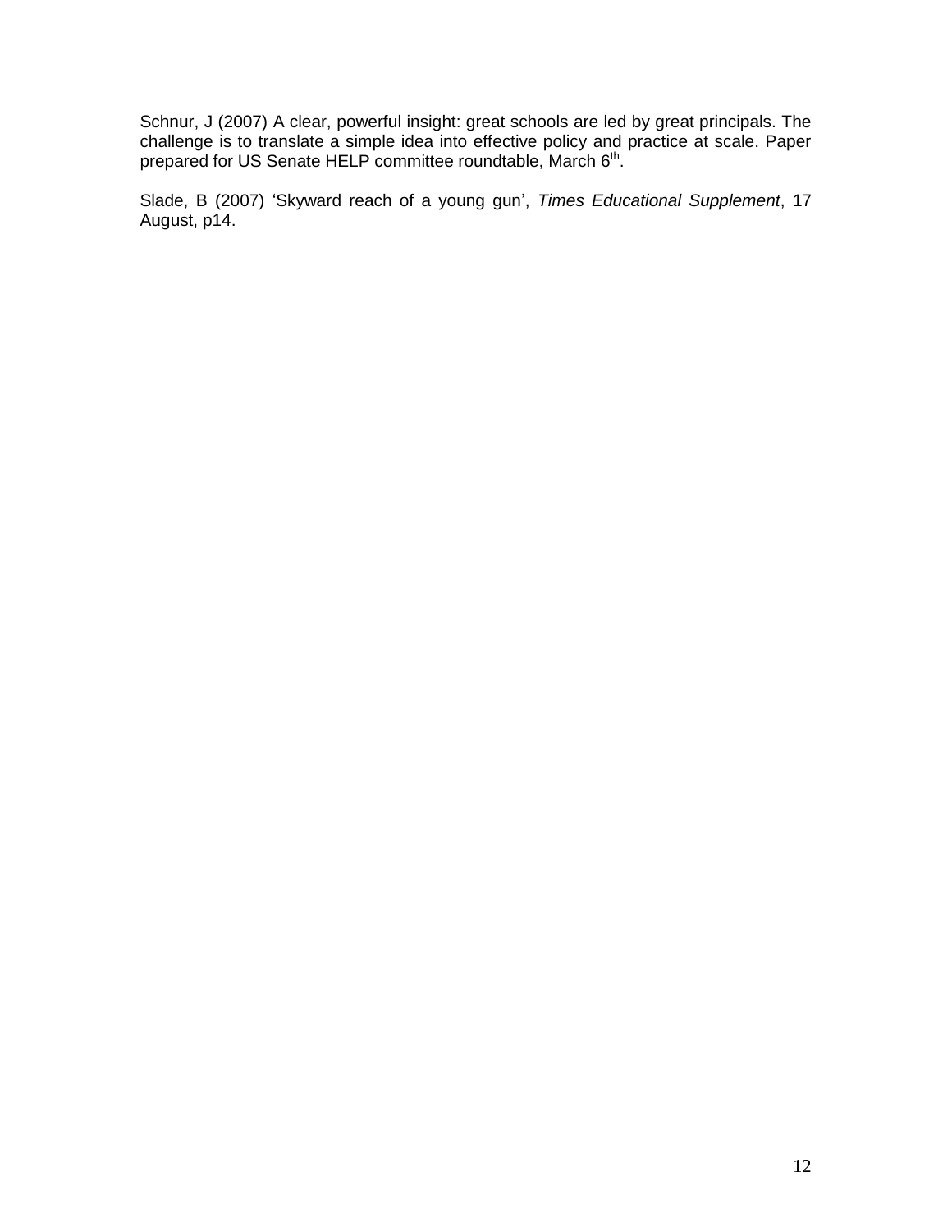Schnur, J (2007) A clear, powerful insight: great schools are led by great principals. The challenge is to translate a simple idea into effective policy and practice at scale. Paper prepared for US Senate HELP committee roundtable, March 6th.

Slade, B (2007) 'Skyward reach of a young gun', *Times Educational Supplement*, 17 August, p14.